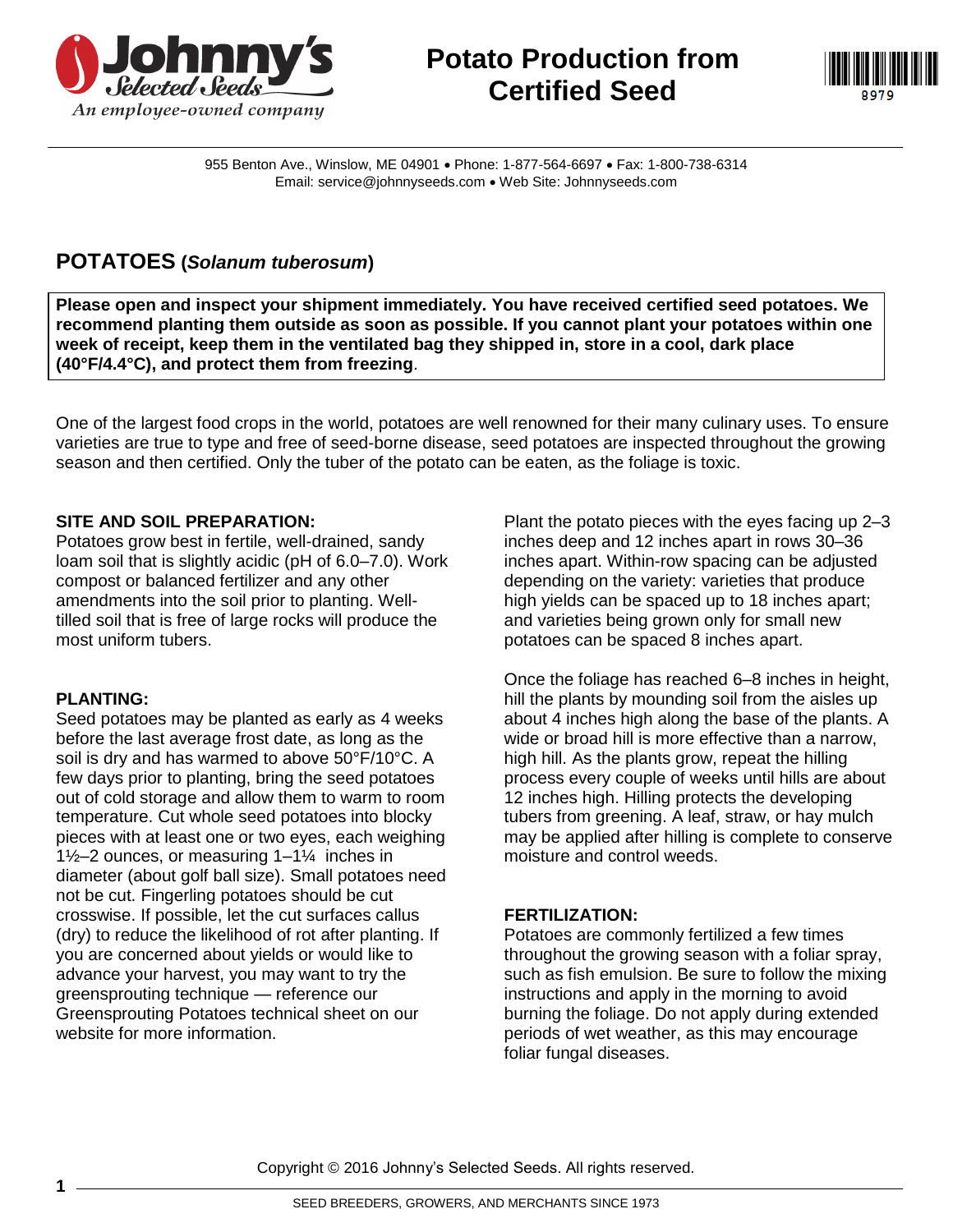# Potato Production from Certified Seed

Johnny's Selected Seeds — An employee-owned company

955 Benton Ave., Winslow, ME 04901 • Phone: 1-877-564-6697 • Fax: 1-800-738-6314
Email: service@johnnyseeds.com • Web Site: Johnnyseeds.com

## POTATOES (*Solanum tuberosum*)

**Please open and inspect your shipment immediately. You have received certified seed potatoes. We recommend planting them outside as soon as possible. If you cannot plant your potatoes within one week of receipt, keep them in the ventilated bag they shipped in, store in a cool, dark place (40°F/4.4°C), and protect them from freezing**.

One of the largest food crops in the world, potatoes are well renowned for their many culinary uses. To ensure varieties are true to type and free of seed-borne disease, seed potatoes are inspected throughout the growing season and then certified. Only the tuber of the potato can be eaten, as the foliage is toxic.

### SITE AND SOIL PREPARATION:

Potatoes grow best in fertile, well-drained, sandy loam soil that is slightly acidic (pH of 6.0–7.0). Work compost or balanced fertilizer and any other amendments into the soil prior to planting. Well-tilled soil that is free of large rocks will produce the most uniform tubers.

### PLANTING:

Seed potatoes may be planted as early as 4 weeks before the last average frost date, as long as the soil is dry and has warmed to above 50°F/10°C. A few days prior to planting, bring the seed potatoes out of cold storage and allow them to warm to room temperature. Cut whole seed potatoes into blocky pieces with at least one or two eyes, each weighing 1½–2 ounces, or measuring 1–1¼ inches in diameter (about golf ball size). Small potatoes need not be cut. Fingerling potatoes should be cut crosswise. If possible, let the cut surfaces callus (dry) to reduce the likelihood of rot after planting. If you are concerned about yields or would like to advance your harvest, you may want to try the greensprouting technique — reference our Greensprouting Potatoes technical sheet on our website for more information.

Plant the potato pieces with the eyes facing up 2–3 inches deep and 12 inches apart in rows 30–36 inches apart. Within-row spacing can be adjusted depending on the variety: varieties that produce high yields can be spaced up to 18 inches apart; and varieties being grown only for small new potatoes can be spaced 8 inches apart.

Once the foliage has reached 6–8 inches in height, hill the plants by mounding soil from the aisles up about 4 inches high along the base of the plants. A wide or broad hill is more effective than a narrow, high hill. As the plants grow, repeat the hilling process every couple of weeks until hills are about 12 inches high. Hilling protects the developing tubers from greening. A leaf, straw, or hay mulch may be applied after hilling is complete to conserve moisture and control weeds.

### FERTILIZATION:

Potatoes are commonly fertilized a few times throughout the growing season with a foliar spray, such as fish emulsion. Be sure to follow the mixing instructions and apply in the morning to avoid burning the foliage. Do not apply during extended periods of wet weather, as this may encourage foliar fungal diseases.

Copyright © 2016 Johnny's Selected Seeds. All rights reserved.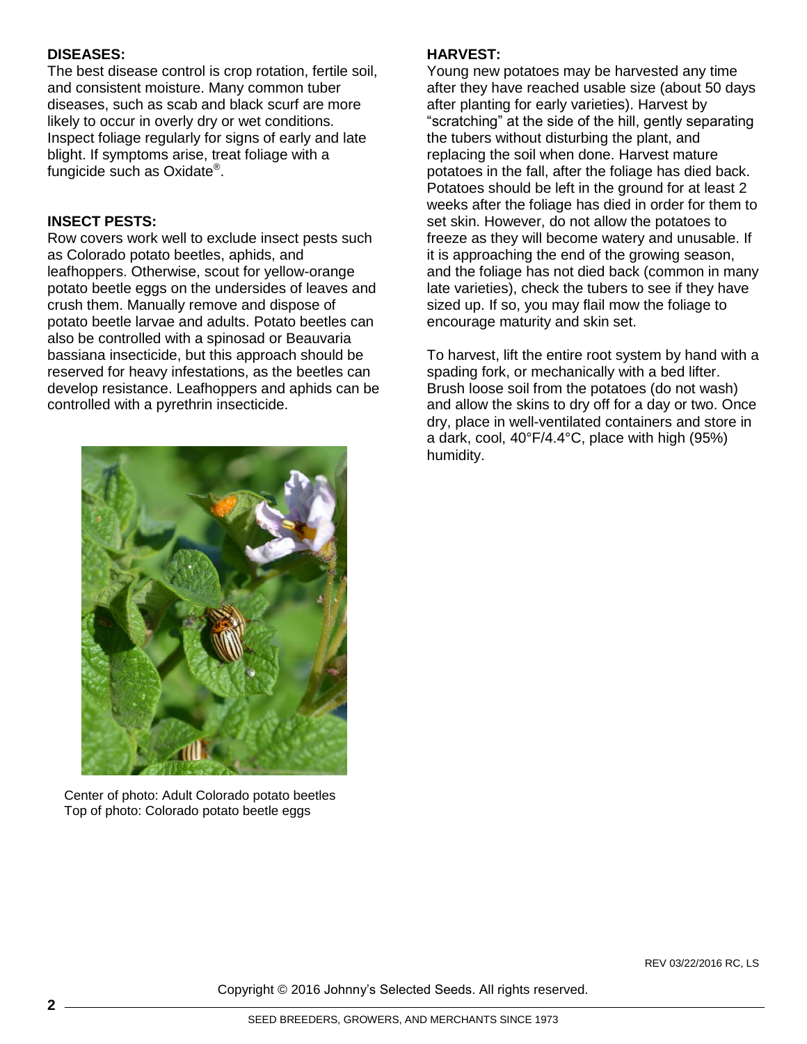## DISEASES:

The best disease control is crop rotation, fertile soil, and consistent moisture. Many common tuber diseases, such as scab and black scurf are more likely to occur in overly dry or wet conditions. Inspect foliage regularly for signs of early and late blight. If symptoms arise, treat foliage with a fungicide such as Oxidate®.

## INSECT PESTS:

Row covers work well to exclude insect pests such as Colorado potato beetles, aphids, and leafhoppers. Otherwise, scout for yellow-orange potato beetle eggs on the undersides of leaves and crush them. Manually remove and dispose of potato beetle larvae and adults. Potato beetles can also be controlled with a spinosad or Beauvaria bassiana insecticide, but this approach should be reserved for heavy infestations, as the beetles can develop resistance. Leafhoppers and aphids can be controlled with a pyrethrin insecticide.

Center of photo: Adult Colorado potato beetles
Top of photo: Colorado potato beetle eggs

## HARVEST:

Young new potatoes may be harvested any time after they have reached usable size (about 50 days after planting for early varieties). Harvest by "scratching" at the side of the hill, gently separating the tubers without disturbing the plant, and replacing the soil when done. Harvest mature potatoes in the fall, after the foliage has died back. Potatoes should be left in the ground for at least 2 weeks after the foliage has died in order for them to set skin. However, do not allow the potatoes to freeze as they will become watery and unusable. If it is approaching the end of the growing season, and the foliage has not died back (common in many late varieties), check the tubers to see if they have sized up. If so, you may flail mow the foliage to encourage maturity and skin set.

To harvest, lift the entire root system by hand with a spading fork, or mechanically with a bed lifter. Brush loose soil from the potatoes (do not wash) and allow the skins to dry off for a day or two. Once dry, place in well-ventilated containers and store in a dark, cool, 40°F/4.4°C, place with high (95%) humidity.

REV 03/22/2016 RC, LS

Copyright © 2016 Johnny's Selected Seeds. All rights reserved.